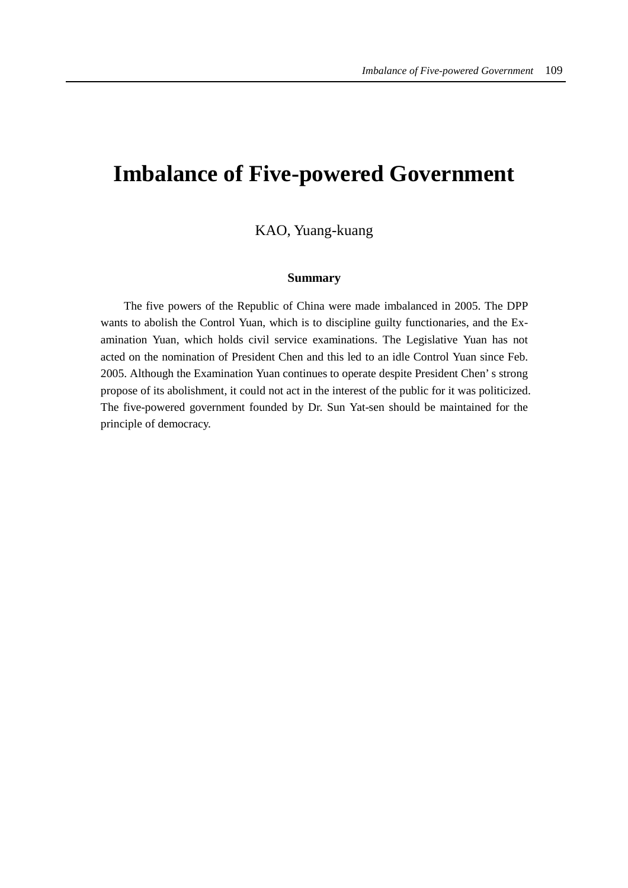# Imbalance of Five-powered Government

KAO, Yuang-kuang

**Summary**

The five powers of the Republic of China were made imbalanced in 2005. The DPP wants to abolish the Control Yuan, which is to discipline guilty functionaries, and the Examination Yuan, which holds civil service examinations. The Legislative Yuan has not acted on the nomination of President Chen and this led to an idle Control Yuan since Feb. 2005. Although the Examination Yuan continues to operate despite President Chen' s strong propose of its abolishment, it could not act in the interest of the public for it was politicized. The five-powered government founded by Dr. Sun Yat-sen should be maintained for the principle of democracy.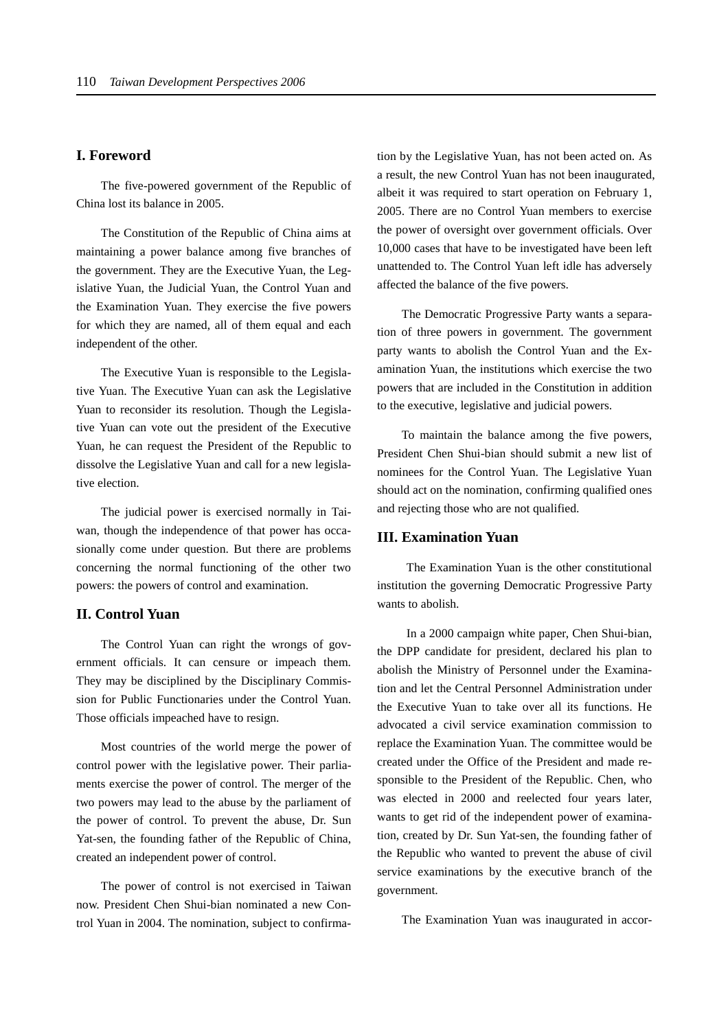## I. Foreword

The five-powered government of the Republic of China lost its balance in 2005.

The Constitution of the Republic of China aims at maintaining a power balance among five branches of the government. They are the Executive Yuan, the Legislative Yuan, the Judicial Yuan, the Control Yuan and the Examination Yuan. They exercise the five powers for which they are named, all of them equal and each independent of the other.

The Executive Yuan is responsible to the Legislative Yuan. The Executive Yuan can ask the Legislative Yuan to reconsider its resolution. Though the Legislative Yuan can vote out the president of the Executive Yuan, he can request the President of the Republic to dissolve the Legislative Yuan and call for a new legislative election.

The judicial power is exercised normally in Taiwan, though the independence of that power has occasionally come under question. But there are problems concerning the normal functioning of the other two powers: the powers of control and examination.

## II. Control Yuan

The Control Yuan can right the wrongs of government officials. It can censure or impeach them. They may be disciplined by the Disciplinary Commission for Public Functionaries under the Control Yuan. Those officials impeached have to resign.

Most countries of the world merge the power of control power with the legislative power. Their parliaments exercise the power of control. The merger of the two powers may lead to the abuse by the parliament of the power of control. To prevent the abuse, Dr. Sun Yat-sen, the founding father of the Republic of China, created an independent power of control.

The power of control is not exercised in Taiwan now. President Chen Shui-bian nominated a new Control Yuan in 2004. The nomination, subject to confirmation by the Legislative Yuan, has not been acted on. As a result, the new Control Yuan has not been inaugurated, albeit it was required to start operation on February 1, 2005. There are no Control Yuan members to exercise the power of oversight over government officials. Over 10,000 cases that have to be investigated have been left unattended to. The Control Yuan left idle has adversely affected the balance of the five powers.

The Democratic Progressive Party wants a separation of three powers in government. The government party wants to abolish the Control Yuan and the Examination Yuan, the institutions which exercise the two powers that are included in the Constitution in addition to the executive, legislative and judicial powers.

To maintain the balance among the five powers, President Chen Shui-bian should submit a new list of nominees for the Control Yuan. The Legislative Yuan should act on the nomination, confirming qualified ones and rejecting those who are not qualified.

## III. Examination Yuan

The Examination Yuan is the other constitutional institution the governing Democratic Progressive Party wants to abolish.

In a 2000 campaign white paper, Chen Shui-bian, the DPP candidate for president, declared his plan to abolish the Ministry of Personnel under the Examination and let the Central Personnel Administration under the Executive Yuan to take over all its functions. He advocated a civil service examination commission to replace the Examination Yuan. The committee would be created under the Office of the President and made responsible to the President of the Republic. Chen, who was elected in 2000 and reelected four years later, wants to get rid of the independent power of examination, created by Dr. Sun Yat-sen, the founding father of the Republic who wanted to prevent the abuse of civil service examinations by the executive branch of the government.

The Examination Yuan was inaugurated in accor-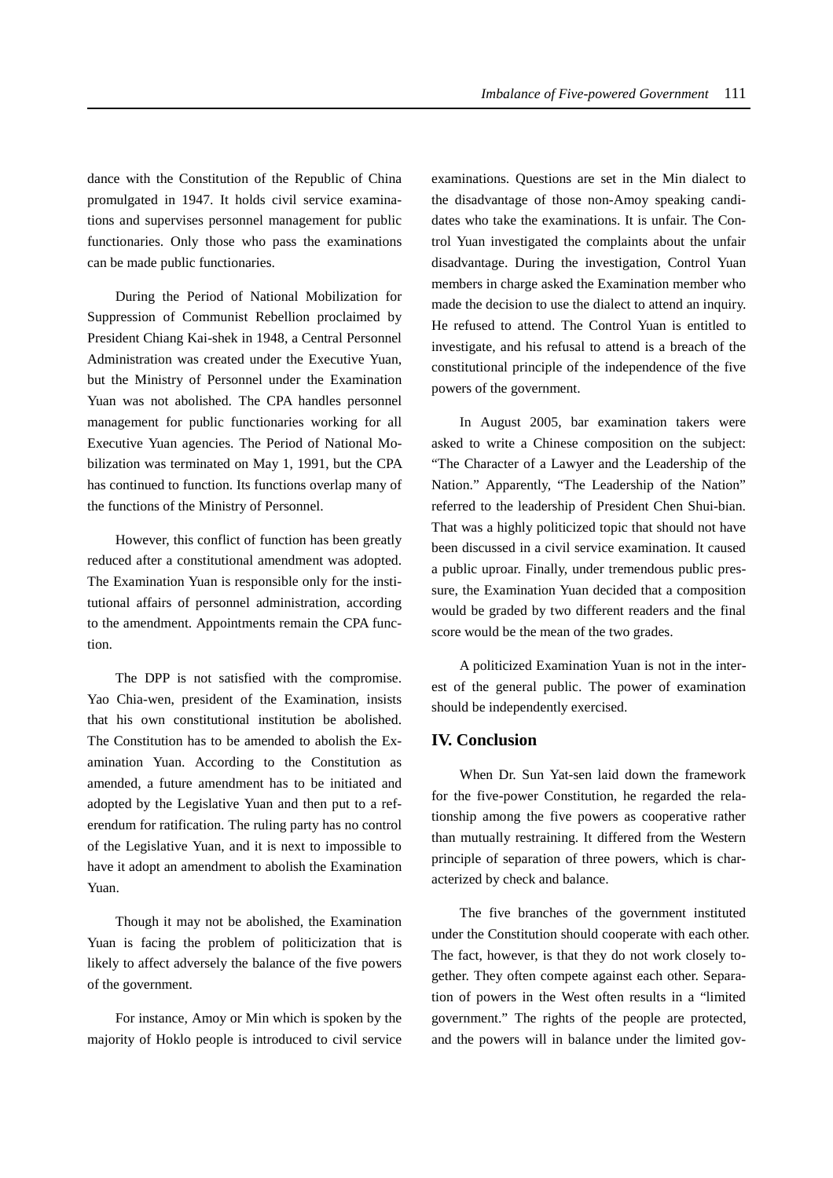dance with the Constitution of the Republic of China promulgated in 1947. It holds civil service examinations and supervises personnel management for public functionaries. Only those who pass the examinations can be made public functionaries.

During the Period of National Mobilization for Suppression of Communist Rebellion proclaimed by President Chiang Kai-shek in 1948, a Central Personnel Administration was created under the Executive Yuan, but the Ministry of Personnel under the Examination Yuan was not abolished. The CPA handles personnel management for public functionaries working for all Executive Yuan agencies. The Period of National Mobilization was terminated on May 1, 1991, but the CPA has continued to function. Its functions overlap many of the functions of the Ministry of Personnel.

However, this conflict of function has been greatly reduced after a constitutional amendment was adopted. The Examination Yuan is responsible only for the institutional affairs of personnel administration, according to the amendment. Appointments remain the CPA function.

The DPP is not satisfied with the compromise. Yao Chia-wen, president of the Examination, insists that his own constitutional institution be abolished. The Constitution has to be amended to abolish the Examination Yuan. According to the Constitution as amended, a future amendment has to be initiated and adopted by the Legislative Yuan and then put to a referendum for ratification. The ruling party has no control of the Legislative Yuan, and it is next to impossible to have it adopt an amendment to abolish the Examination Yuan.

Though it may not be abolished, the Examination Yuan is facing the problem of politicization that is likely to affect adversely the balance of the five powers of the government.

For instance, Amoy or Min which is spoken by the majority of Hoklo people is introduced to civil service examinations. Questions are set in the Min dialect to the disadvantage of those non-Amoy speaking candidates who take the examinations. It is unfair. The Control Yuan investigated the complaints about the unfair disadvantage. During the investigation, Control Yuan members in charge asked the Examination member who made the decision to use the dialect to attend an inquiry. He refused to attend. The Control Yuan is entitled to investigate, and his refusal to attend is a breach of the constitutional principle of the independence of the five powers of the government.

In August 2005, bar examination takers were asked to write a Chinese composition on the subject: "The Character of a Lawyer and the Leadership of the Nation." Apparently, "The Leadership of the Nation" referred to the leadership of President Chen Shui-bian. That was a highly politicized topic that should not have been discussed in a civil service examination. It caused a public uproar. Finally, under tremendous public pressure, the Examination Yuan decided that a composition would be graded by two different readers and the final score would be the mean of the two grades.

A politicized Examination Yuan is not in the interest of the general public. The power of examination should be independently exercised.

## IV. Conclusion

When Dr. Sun Yat-sen laid down the framework for the five-power Constitution, he regarded the relationship among the five powers as cooperative rather than mutually restraining. It differed from the Western principle of separation of three powers, which is characterized by check and balance.

The five branches of the government instituted under the Constitution should cooperate with each other. The fact, however, is that they do not work closely together. They often compete against each other. Separation of powers in the West often results in a "limited government." The rights of the people are protected, and the powers will in balance under the limited gov-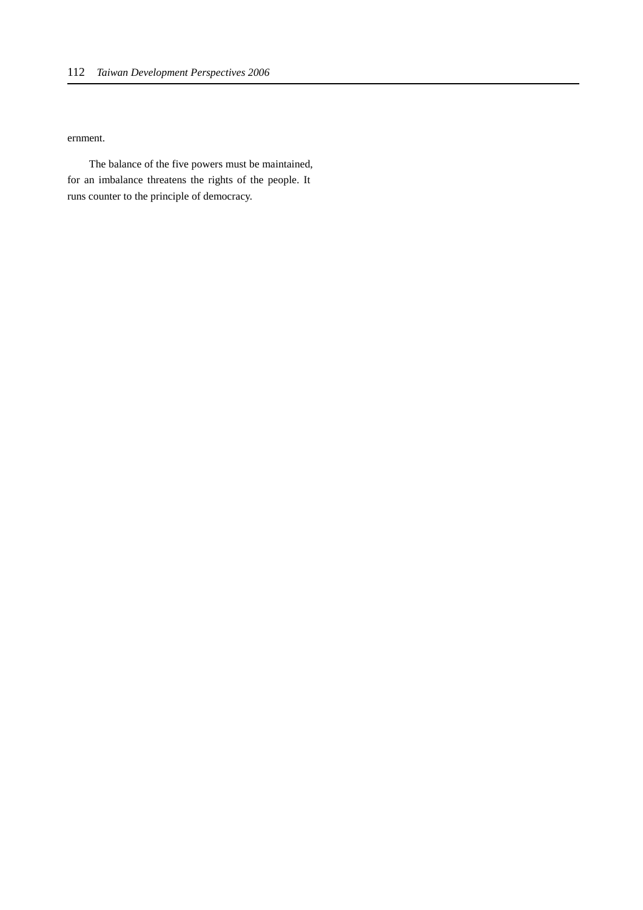ernment.

The balance of the five powers must be maintained, for an imbalance threatens the rights of the people. It runs counter to the principle of democracy.